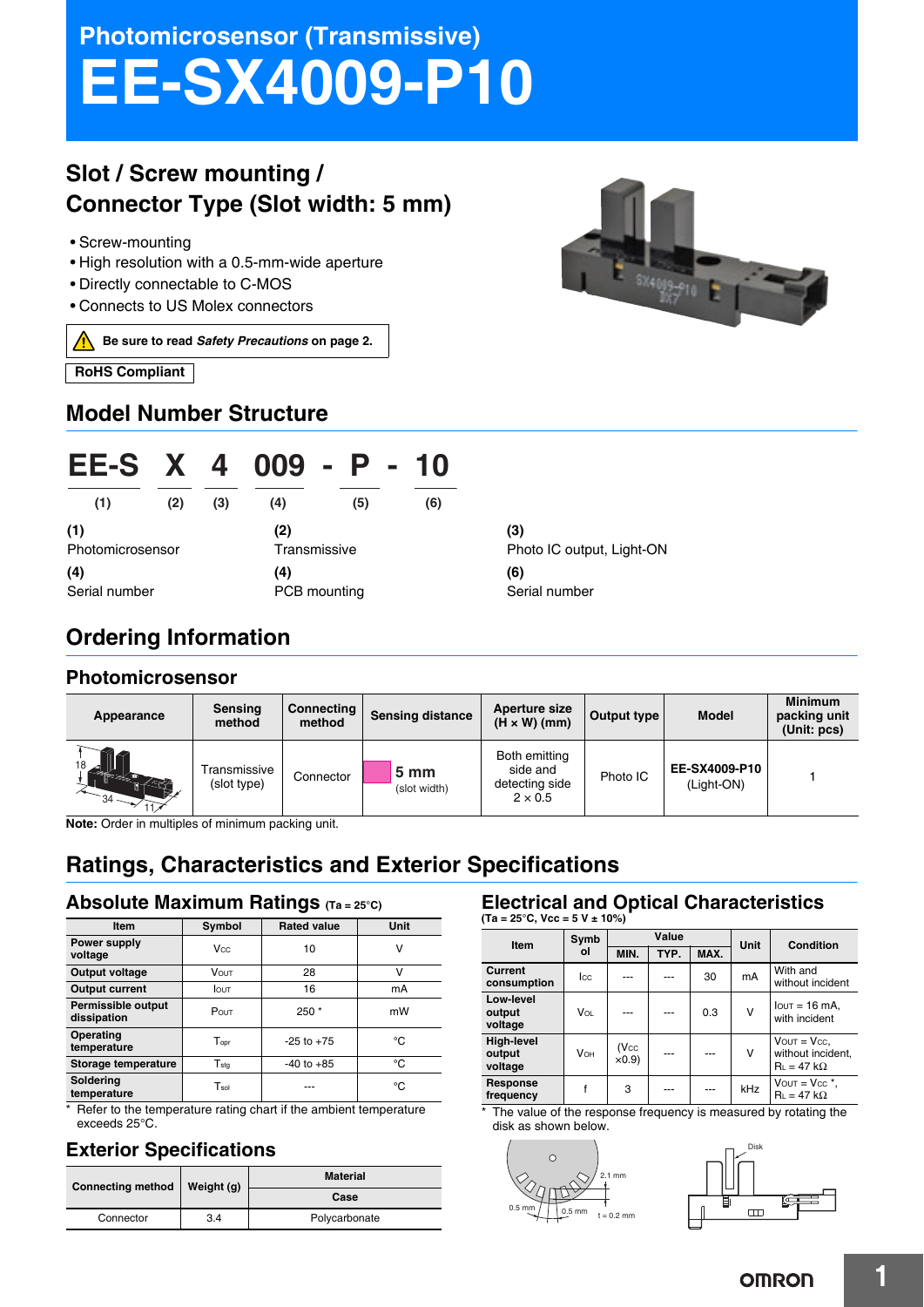# Photomicrosensor (Transmissive)

# EE-SX4009-P10

## Slot / Screw mounting / Connector Type (Slot width: 5 mm)

- Screw-mounting
- High resolution with a 0.5-mm-wide aperture
- Directly connectable to C-MOS
- Connects to US Molex connectors

**Be sure to read *Safety Precautions* on page 2.**

**RoHS Compliant**

## Model Number Structure

| EE-S | X | 4 | 009 | - | P | - | 10 |
|---|---|---|---|---|---|---|---|
| (1) | (2) | (3) | (4) | | (5) | | (6) |

**(1)** Photomicrosensor

**(2)** Transmissive

**(3)** Photo IC output, Light-ON

**(4)** Serial number

**(4)** PCB mounting

**(6)** Serial number

## Ordering Information

### Photomicrosensor

| Appearance | Sensing method | Connecting method | Sensing distance | Aperture size (H × W) (mm) | Output type | Model | Minimum packing unit (Unit: pcs) |
|---|---|---|---|---|---|---|---|
| 18, 34, 11 | Transmissive (slot type) | Connector | 5 mm (slot width) | Both emitting side and detecting side 2 × 0.5 | Photo IC | **EE-SX4009-P10** (Light-ON) | 1 |

**Note:** Order in multiples of minimum packing unit.

## Ratings, Characteristics and Exterior Specifications

### Absolute Maximum Ratings (Ta = 25°C)

| Item | Symbol | Rated value | Unit |
|---|---|---|---|
| Power supply voltage | $V_{CC}$ | 10 | V |
| Output voltage | $V_{OUT}$ | 28 | V |
| Output current | $I_{OUT}$ | 16 | mA |
| Permissible output dissipation | $P_{OUT}$ | 250 * | mW |
| Operating temperature | $T_{opr}$ | -25 to +75 | °C |
| Storage temperature | $T_{stg}$ | -40 to +85 | °C |
| Soldering temperature | $T_{sol}$ | --- | °C |

\* Refer to the temperature rating chart if the ambient temperature exceeds 25°C.

### Exterior Specifications

| Connecting method | Weight (g) | Material |
|---|---|---|
| | | Case |
| Connector | 3.4 | Polycarbonate |

### Electrical and Optical Characteristics

(Ta = 25°C, Vcc = 5 V ± 10%)

| Item | Symbol | Value | | | Unit | Condition |
|---|---|---|---|---|---|---|
| | | MIN. | TYP. | MAX. | | |
| Current consumption | $I_{CC}$ | --- | --- | 30 | mA | With and without incident |
| Low-level output voltage | $V_{OL}$ | --- | --- | 0.3 | V | $I_{OUT}$ = 16 mA, with incident |
| High-level output voltage | $V_{OH}$ | ($V_{CC}$ ×0.9) | --- | --- | V | $V_{OUT}$ = $V_{CC}$, without incident, $R_L$ = 47 kΩ |
| Response frequency | f | 3 | --- | --- | kHz | $V_{OUT}$ = $V_{CC}$ *, $R_L$ = 47 kΩ |

\* The value of the response frequency is measured by rotating the disk as shown below.

2.1 mm, 0.5 mm, 0.5 mm, t = 0.2 mm, Disk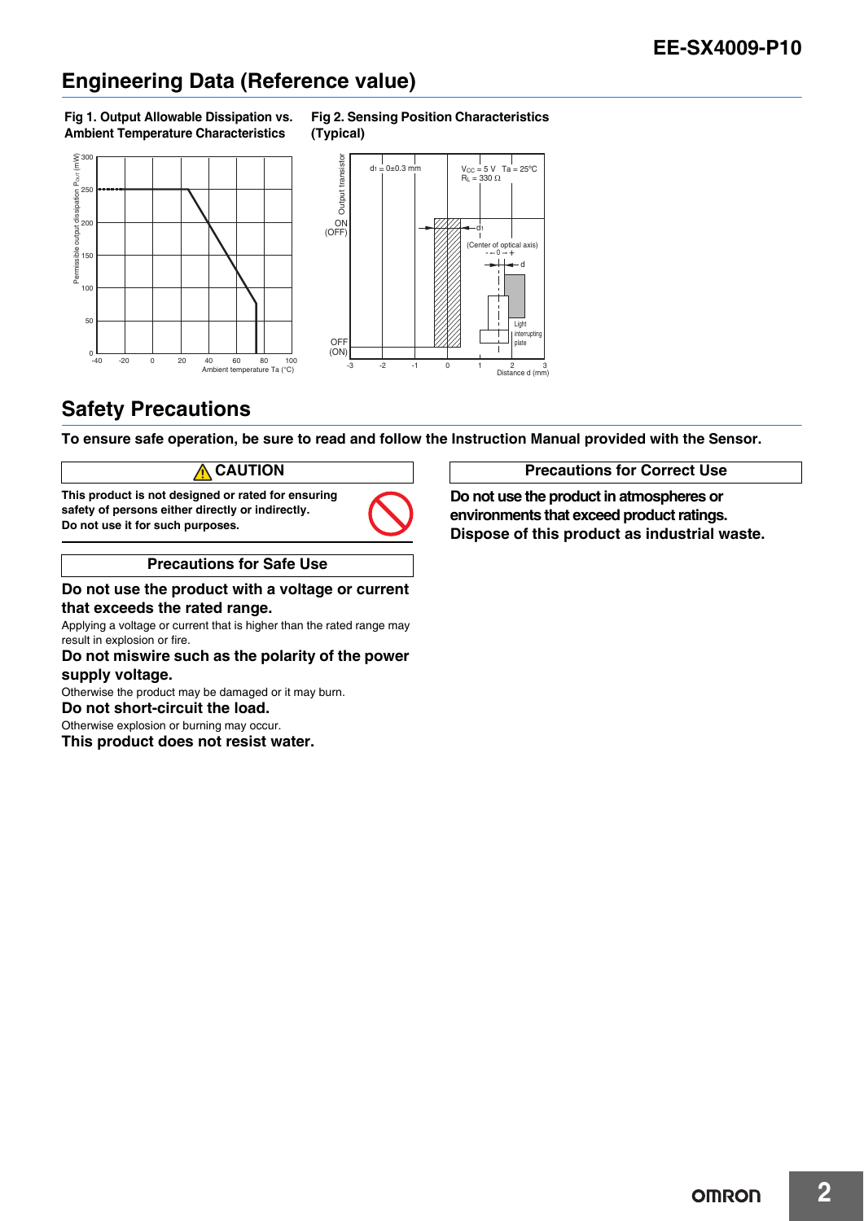## Engineering Data (Reference value)

**Fig 1. Output Allowable Dissipation vs. Ambient Temperature Characteristics**

**Fig 2. Sensing Position Characteristics (Typical)**

## Safety Precautions

**To ensure safe operation, be sure to read and follow the Instruction Manual provided with the Sensor.**

### ⚠ CAUTION

**This product is not designed or rated for ensuring safety of persons either directly or indirectly.**
**Do not use it for such purposes.**

### Precautions for Safe Use

**Do not use the product with a voltage or current that exceeds the rated range.**

Applying a voltage or current that is higher than the rated range may result in explosion or fire.

**Do not miswire such as the polarity of the power supply voltage.**

Otherwise the product may be damaged or it may burn.

**Do not short-circuit the load.**

Otherwise explosion or burning may occur.

**This product does not resist water.**

### Precautions for Correct Use

**Do not use the product in atmospheres or environments that exceed product ratings.**
**Dispose of this product as industrial waste.**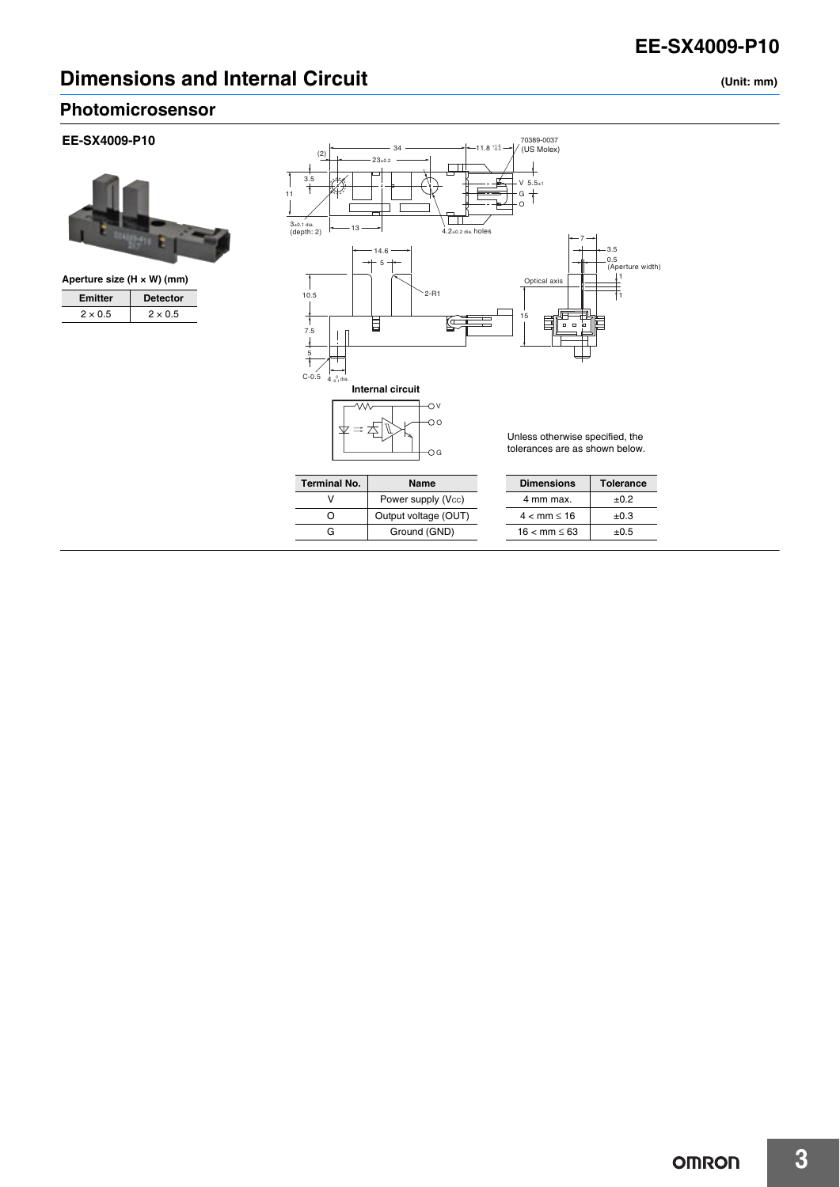# Dimensions and Internal Circuit

(Unit: mm)

## Photomicrosensor

### EE-SX4009-P10

**Aperture size (H × W) (mm)**

| Emitter | Detector |
|---|---|
| 2 × 0.5 | 2 × 0.5 |

70389-0037 (US Molex)

**Internal circuit**

Unless otherwise specified, the tolerances are as shown below.

| Terminal No. | Name |
|---|---|
| V | Power supply ($V_{CC}$) |
| O | Output voltage (OUT) |
| G | Ground (GND) |

| Dimensions | Tolerance |
|---|---|
| 4 mm max. | ±0.2 |
| 4 < mm ≤ 16 | ±0.3 |
| 16 < mm ≤ 63 | ±0.5 |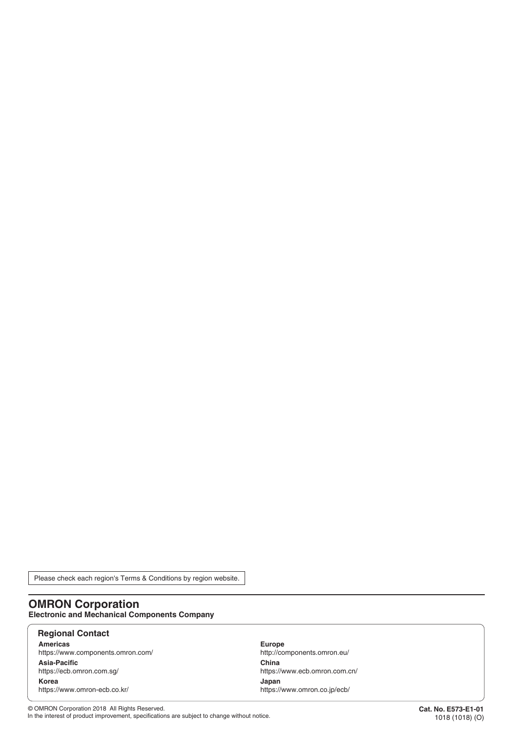Please check each region's Terms & Conditions by region website.

# OMRON Corporation

**Electronic and Mechanical Components Company**

## Regional Contact

**Americas**
https://www.components.omron.com/

**Asia-Pacific**
https://ecb.omron.com.sg/

**Korea**
https://www.omron-ecb.co.kr/

**Europe**
http://components.omron.eu/

**China**
https://www.ecb.omron.com.cn/

**Japan**
https://www.omron.co.jp/ecb/

© OMRON Corporation 2018 All Rights Reserved.
In the interest of product improvement, specifications are subject to change without notice.

**Cat. No. E573-E1-01**
1018 (1018) (O)